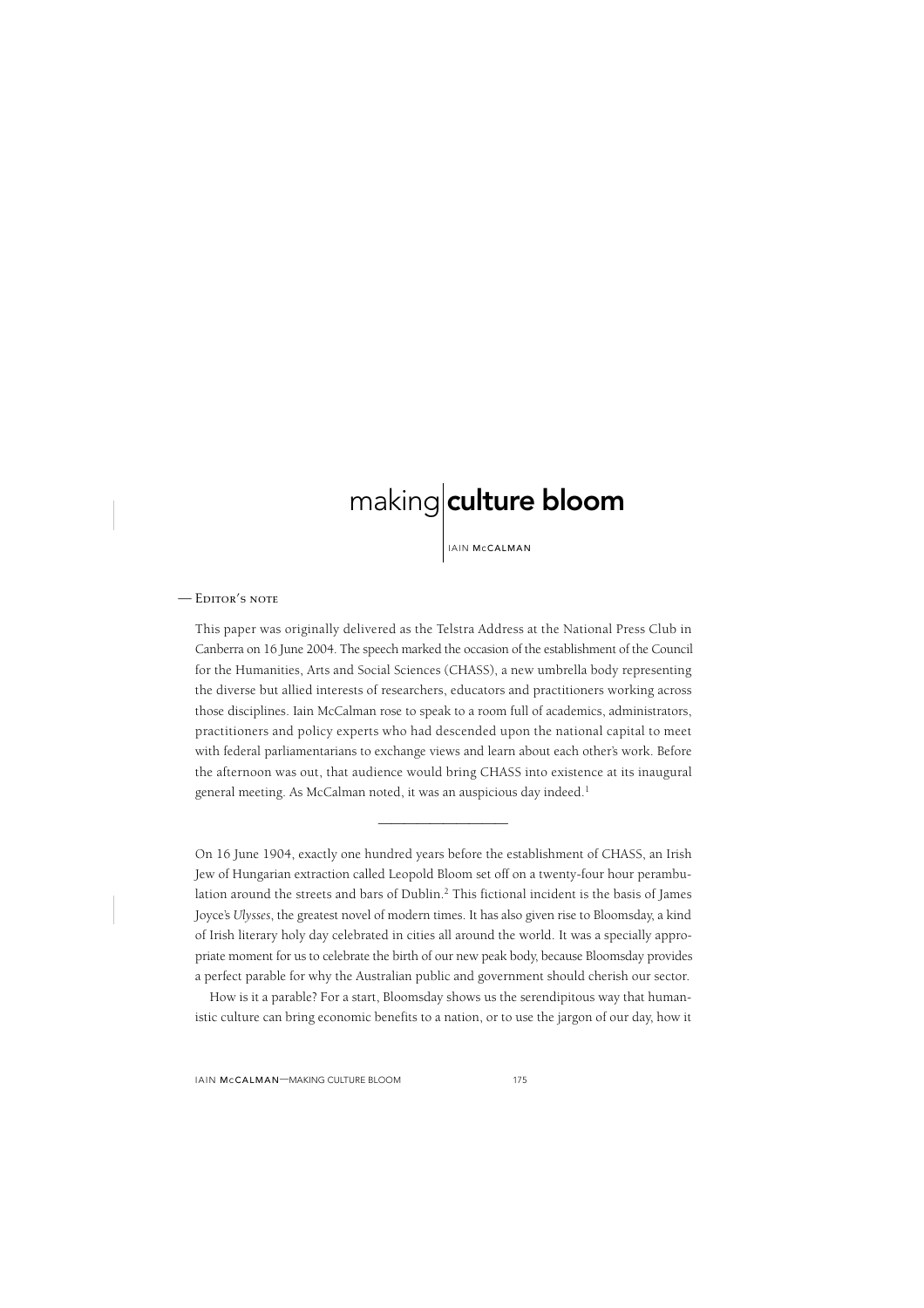# making culture bloom

IAIN McCALMAN

— Editor's note

This paper was originally delivered as the Telstra Address at the National Press Club in Canberra on 16 June 2004. The speech marked the occasion of the establishment of the Council for the Humanities, Arts and Social Sciences (CHASS), a new umbrella body representing the diverse but allied interests of researchers, educators and practitioners working across those disciplines. Iain McCalman rose to speak to a room full of academics, administrators, practitioners and policy experts who had descended upon the national capital to meet with federal parliamentarians to exchange views and learn about each other's work. Before the afternoon was out, that audience would bring CHASS into existence at its inaugural general meeting. As McCalman noted, it was an auspicious day indeed.[1]

---

On 16 June 1904, exactly one hundred years before the establishment of CHASS, an Irish Jew of Hungarian extraction called Leopold Bloom set off on a twenty-four hour perambulation around the streets and bars of Dublin.[2] This fictional incident is the basis of James Joyce's *Ulysses*, the greatest novel of modern times. It has also given rise to Bloomsday, a kind of Irish literary holy day celebrated in cities all around the world. It was a specially appropriate moment for us to celebrate the birth of our new peak body, because Bloomsday provides a perfect parable for why the Australian public and government should cherish our sector.

How is it a parable? For a start, Bloomsday shows us the serendipitous way that humanistic culture can bring economic benefits to a nation, or to use the jargon of our day, how it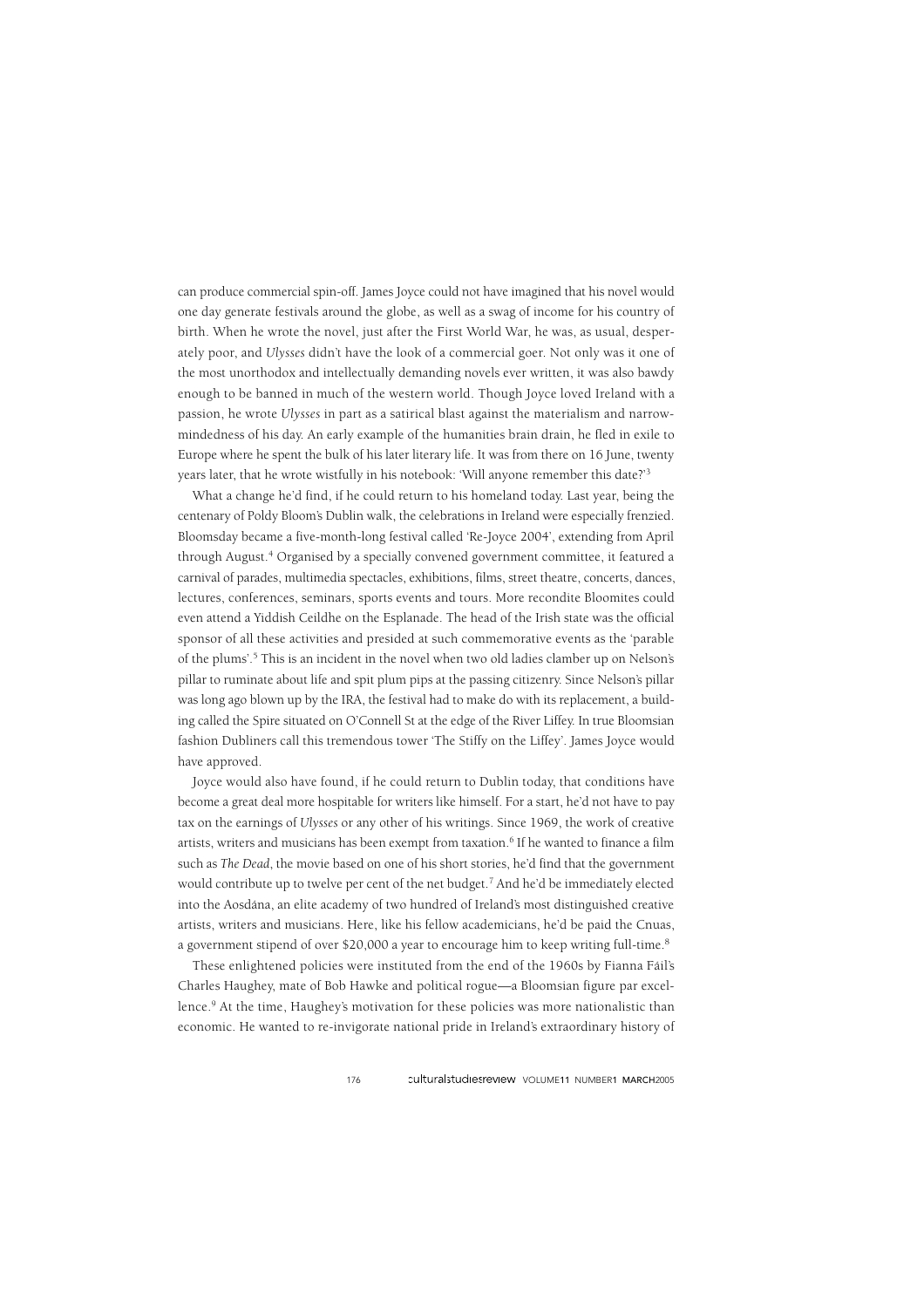can produce commercial spin-off. James Joyce could not have imagined that his novel would one day generate festivals around the globe, as well as a swag of income for his country of birth. When he wrote the novel, just after the First World War, he was, as usual, desperately poor, and *Ulysses* didn't have the look of a commercial goer. Not only was it one of the most unorthodox and intellectually demanding novels ever written, it was also bawdy enough to be banned in much of the western world. Though Joyce loved Ireland with a passion, he wrote *Ulysses* in part as a satirical blast against the materialism and narrow-mindedness of his day. An early example of the humanities brain drain, he fled in exile to Europe where he spent the bulk of his later literary life. It was from there on 16 June, twenty years later, that he wrote wistfully in his notebook: 'Will anyone remember this date?'[3]

What a change he'd find, if he could return to his homeland today. Last year, being the centenary of Poldy Bloom's Dublin walk, the celebrations in Ireland were especially frenzied. Bloomsday became a five-month-long festival called 'Re-Joyce 2004', extending from April through August.[4] Organised by a specially convened government committee, it featured a carnival of parades, multimedia spectacles, exhibitions, films, street theatre, concerts, dances, lectures, conferences, seminars, sports events and tours. More recondite Bloomites could even attend a Yiddish Ceildhe on the Esplanade. The head of the Irish state was the official sponsor of all these activities and presided at such commemorative events as the 'parable of the plums'.[5] This is an incident in the novel when two old ladies clamber up on Nelson's pillar to ruminate about life and spit plum pips at the passing citizenry. Since Nelson's pillar was long ago blown up by the IRA, the festival had to make do with its replacement, a building called the Spire situated on O'Connell St at the edge of the River Liffey. In true Bloomsian fashion Dubliners call this tremendous tower 'The Stiffy on the Liffey'. James Joyce would have approved.

Joyce would also have found, if he could return to Dublin today, that conditions have become a great deal more hospitable for writers like himself. For a start, he'd not have to pay tax on the earnings of *Ulysses* or any other of his writings. Since 1969, the work of creative artists, writers and musicians has been exempt from taxation.[6] If he wanted to finance a film such as *The Dead*, the movie based on one of his short stories, he'd find that the government would contribute up to twelve per cent of the net budget.[7] And he'd be immediately elected into the Aosdána, an elite academy of two hundred of Ireland's most distinguished creative artists, writers and musicians. Here, like his fellow academicians, he'd be paid the Cnuas, a government stipend of over $20,000 a year to encourage him to keep writing full-time.[8]

These enlightened policies were instituted from the end of the 1960s by Fianna Fáil's Charles Haughey, mate of Bob Hawke and political rogue—a Bloomsian figure par excellence.[9] At the time, Haughey's motivation for these policies was more nationalistic than economic. He wanted to re-invigorate national pride in Ireland's extraordinary history of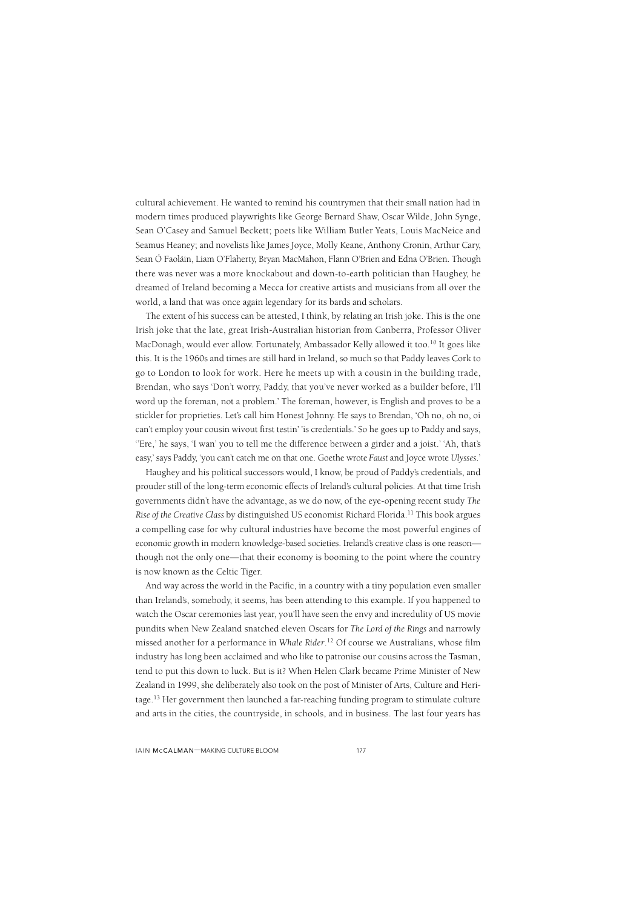cultural achievement. He wanted to remind his countrymen that their small nation had in modern times produced playwrights like George Bernard Shaw, Oscar Wilde, John Synge, Sean O'Casey and Samuel Beckett; poets like William Butler Yeats, Louis MacNeice and Seamus Heaney; and novelists like James Joyce, Molly Keane, Anthony Cronin, Arthur Cary, Sean Ó Faoláin, Liam O'Flaherty, Bryan MacMahon, Flann O'Brien and Edna O'Brien. Though there was never was a more knockabout and down-to-earth politician than Haughey, he dreamed of Ireland becoming a Mecca for creative artists and musicians from all over the world, a land that was once again legendary for its bards and scholars.

The extent of his success can be attested, I think, by relating an Irish joke. This is the one Irish joke that the late, great Irish-Australian historian from Canberra, Professor Oliver MacDonagh, would ever allow. Fortunately, Ambassador Kelly allowed it too.[10] It goes like this. It is the 1960s and times are still hard in Ireland, so much so that Paddy leaves Cork to go to London to look for work. Here he meets up with a cousin in the building trade, Brendan, who says 'Don't worry, Paddy, that you've never worked as a builder before, I'll word up the foreman, not a problem.' The foreman, however, is English and proves to be a stickler for proprieties. Let's call him Honest Johnny. He says to Brendan, 'Oh no, oh no, oi can't employ your cousin wivout first testin' 'is credentials.' So he goes up to Paddy and says, ''Ere,' he says, 'I wan' you to tell me the difference between a girder and a joist.' 'Ah, that's easy,' says Paddy, 'you can't catch me on that one. Goethe wrote *Faust* and Joyce wrote *Ulysses*.'

Haughey and his political successors would, I know, be proud of Paddy's credentials, and prouder still of the long-term economic effects of Ireland's cultural policies. At that time Irish governments didn't have the advantage, as we do now, of the eye-opening recent study *The Rise of the Creative Class* by distinguished US economist Richard Florida.[11] This book argues a compelling case for why cultural industries have become the most powerful engines of economic growth in modern knowledge-based societies. Ireland's creative class is one reason—though not the only one—that their economy is booming to the point where the country is now known as the Celtic Tiger.

And way across the world in the Pacific, in a country with a tiny population even smaller than Ireland's, somebody, it seems, has been attending to this example. If you happened to watch the Oscar ceremonies last year, you'll have seen the envy and incredulity of US movie pundits when New Zealand snatched eleven Oscars for *The Lord of the Rings* and narrowly missed another for a performance in *Whale Rider*.[12] Of course we Australians, whose film industry has long been acclaimed and who like to patronise our cousins across the Tasman, tend to put this down to luck. But is it? When Helen Clark became Prime Minister of New Zealand in 1999, she deliberately also took on the post of Minister of Arts, Culture and Heritage.[13] Her government then launched a far-reaching funding program to stimulate culture and arts in the cities, the countryside, in schools, and in business. The last four years has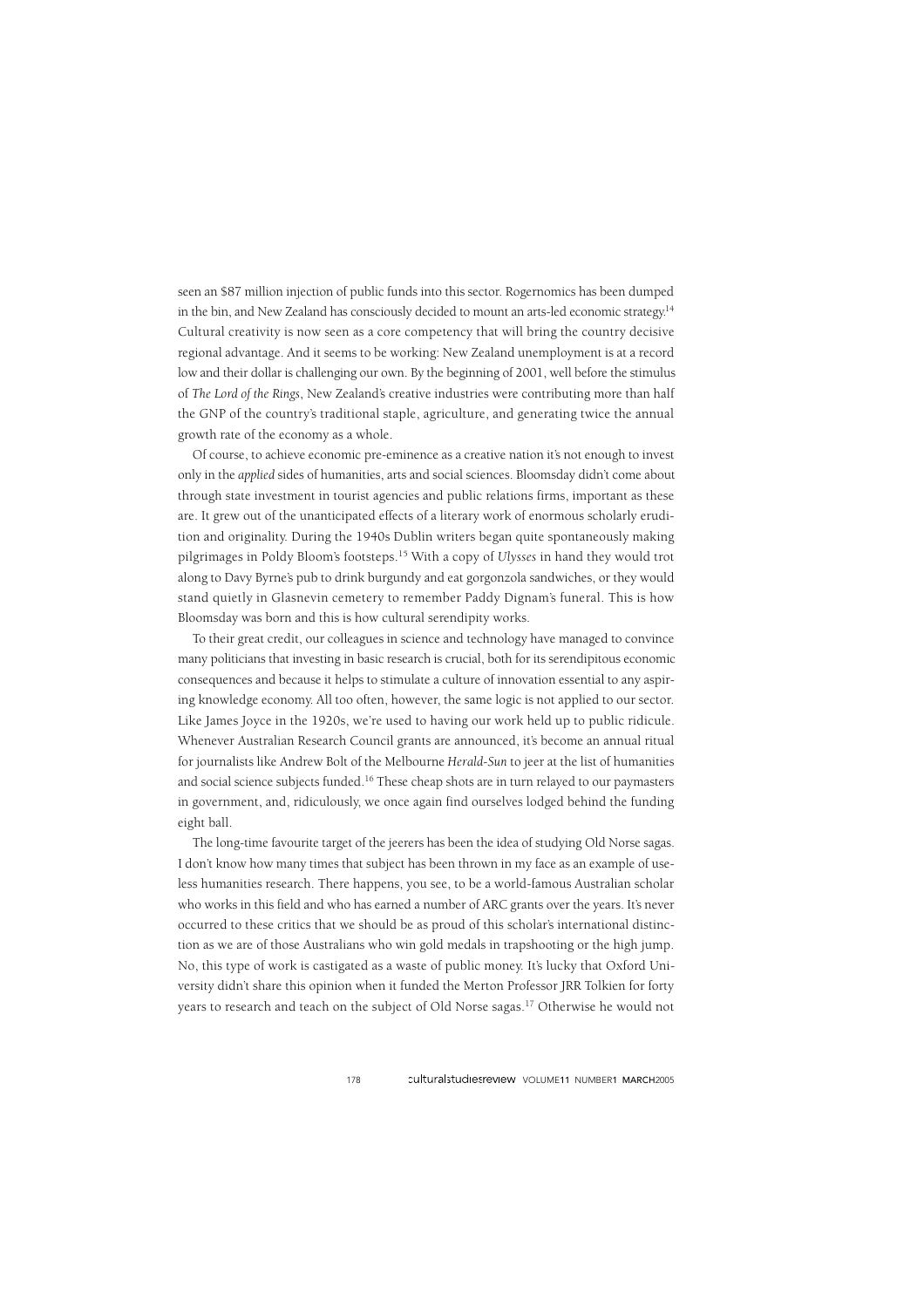seen an $87 million injection of public funds into this sector. Rogernomics has been dumped in the bin, and New Zealand has consciously decided to mount an arts-led economic strategy.[14] Cultural creativity is now seen as a core competency that will bring the country decisive regional advantage. And it seems to be working: New Zealand unemployment is at a record low and their dollar is challenging our own. By the beginning of 2001, well before the stimulus of *The Lord of the Rings*, New Zealand's creative industries were contributing more than half the GNP of the country's traditional staple, agriculture, and generating twice the annual growth rate of the economy as a whole.

Of course, to achieve economic pre-eminence as a creative nation it's not enough to invest only in the *applied* sides of humanities, arts and social sciences. Bloomsday didn't come about through state investment in tourist agencies and public relations firms, important as these are. It grew out of the unanticipated effects of a literary work of enormous scholarly erudition and originality. During the 1940s Dublin writers began quite spontaneously making pilgrimages in Poldy Bloom's footsteps.[15] With a copy of *Ulysses* in hand they would trot along to Davy Byrne's pub to drink burgundy and eat gorgonzola sandwiches, or they would stand quietly in Glasnevin cemetery to remember Paddy Dignam's funeral. This is how Bloomsday was born and this is how cultural serendipity works.

To their great credit, our colleagues in science and technology have managed to convince many politicians that investing in basic research is crucial, both for its serendipitous economic consequences and because it helps to stimulate a culture of innovation essential to any aspiring knowledge economy. All too often, however, the same logic is not applied to our sector. Like James Joyce in the 1920s, we're used to having our work held up to public ridicule. Whenever Australian Research Council grants are announced, it's become an annual ritual for journalists like Andrew Bolt of the Melbourne *Herald-Sun* to jeer at the list of humanities and social science subjects funded.[16] These cheap shots are in turn relayed to our paymasters in government, and, ridiculously, we once again find ourselves lodged behind the funding eight ball.

The long-time favourite target of the jeerers has been the idea of studying Old Norse sagas. I don't know how many times that subject has been thrown in my face as an example of useless humanities research. There happens, you see, to be a world-famous Australian scholar who works in this field and who has earned a number of ARC grants over the years. It's never occurred to these critics that we should be as proud of this scholar's international distinction as we are of those Australians who win gold medals in trapshooting or the high jump. No, this type of work is castigated as a waste of public money. It's lucky that Oxford University didn't share this opinion when it funded the Merton Professor JRR Tolkien for forty years to research and teach on the subject of Old Norse sagas.[17] Otherwise he would not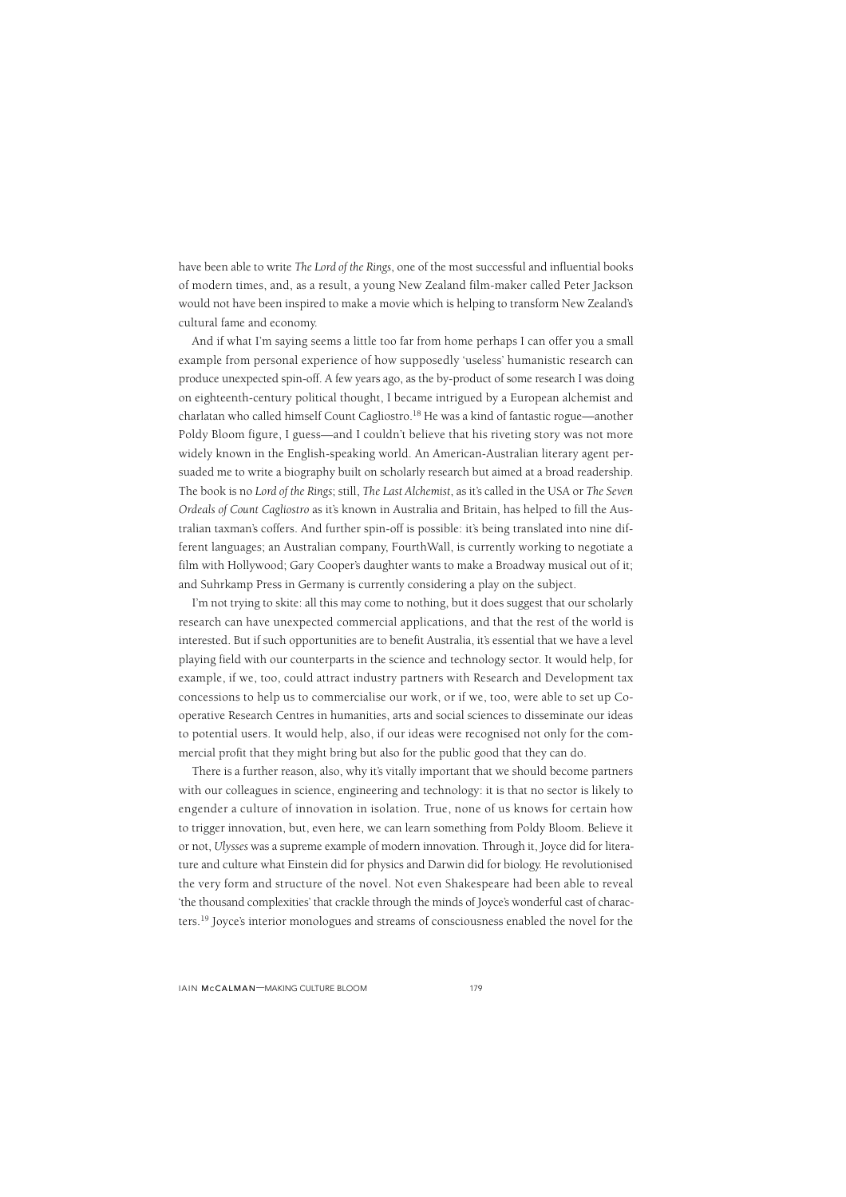have been able to write *The Lord of the Rings*, one of the most successful and influential books of modern times, and, as a result, a young New Zealand film-maker called Peter Jackson would not have been inspired to make a movie which is helping to transform New Zealand's cultural fame and economy.

And if what I'm saying seems a little too far from home perhaps I can offer you a small example from personal experience of how supposedly 'useless' humanistic research can produce unexpected spin-off. A few years ago, as the by-product of some research I was doing on eighteenth-century political thought, I became intrigued by a European alchemist and charlatan who called himself Count Cagliostro.[18] He was a kind of fantastic rogue—another Poldy Bloom figure, I guess—and I couldn't believe that his riveting story was not more widely known in the English-speaking world. An American-Australian literary agent persuaded me to write a biography built on scholarly research but aimed at a broad readership. The book is no *Lord of the Rings*; still, *The Last Alchemist*, as it's called in the USA or *The Seven Ordeals of Count Cagliostro* as it's known in Australia and Britain, has helped to fill the Australian taxman's coffers. And further spin-off is possible: it's being translated into nine different languages; an Australian company, FourthWall, is currently working to negotiate a film with Hollywood; Gary Cooper's daughter wants to make a Broadway musical out of it; and Suhrkamp Press in Germany is currently considering a play on the subject.

I'm not trying to skite: all this may come to nothing, but it does suggest that our scholarly research can have unexpected commercial applications, and that the rest of the world is interested. But if such opportunities are to benefit Australia, it's essential that we have a level playing field with our counterparts in the science and technology sector. It would help, for example, if we, too, could attract industry partners with Research and Development tax concessions to help us to commercialise our work, or if we, too, were able to set up Co-operative Research Centres in humanities, arts and social sciences to disseminate our ideas to potential users. It would help, also, if our ideas were recognised not only for the commercial profit that they might bring but also for the public good that they can do.

There is a further reason, also, why it's vitally important that we should become partners with our colleagues in science, engineering and technology: it is that no sector is likely to engender a culture of innovation in isolation. True, none of us knows for certain how to trigger innovation, but, even here, we can learn something from Poldy Bloom. Believe it or not, *Ulysses* was a supreme example of modern innovation. Through it, Joyce did for literature and culture what Einstein did for physics and Darwin did for biology. He revolutionised the very form and structure of the novel. Not even Shakespeare had been able to reveal 'the thousand complexities' that crackle through the minds of Joyce's wonderful cast of characters.[19] Joyce's interior monologues and streams of consciousness enabled the novel for the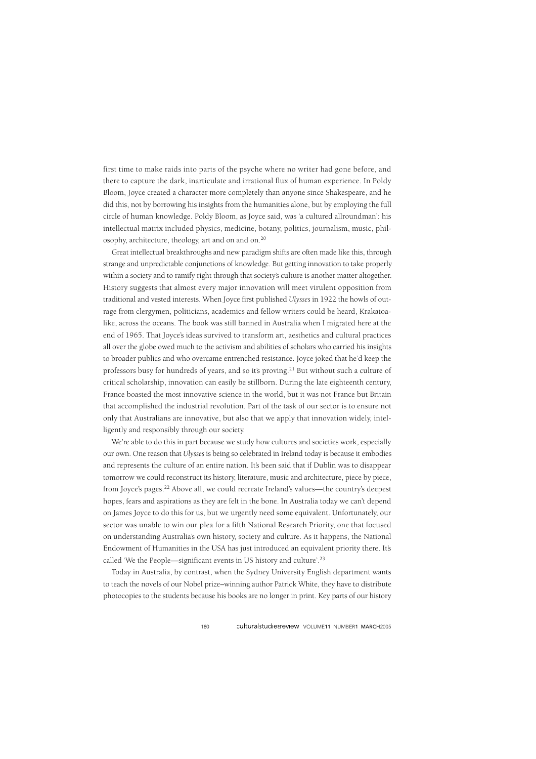first time to make raids into parts of the psyche where no writer had gone before, and there to capture the dark, inarticulate and irrational flux of human experience. In Poldy Bloom, Joyce created a character more completely than anyone since Shakespeare, and he did this, not by borrowing his insights from the humanities alone, but by employing the full circle of human knowledge. Poldy Bloom, as Joyce said, was 'a cultured allroundman': his intellectual matrix included physics, medicine, botany, politics, journalism, music, philosophy, architecture, theology, art and on and on.[20]

Great intellectual breakthroughs and new paradigm shifts are often made like this, through strange and unpredictable conjunctions of knowledge. But getting innovation to take properly within a society and to ramify right through that society's culture is another matter altogether. History suggests that almost every major innovation will meet virulent opposition from traditional and vested interests. When Joyce first published *Ulysses* in 1922 the howls of outrage from clergymen, politicians, academics and fellow writers could be heard, Krakatoa-like, across the oceans. The book was still banned in Australia when I migrated here at the end of 1965. That Joyce's ideas survived to transform art, aesthetics and cultural practices all over the globe owed much to the activism and abilities of scholars who carried his insights to broader publics and who overcame entrenched resistance. Joyce joked that he'd keep the professors busy for hundreds of years, and so it's proving.[21] But without such a culture of critical scholarship, innovation can easily be stillborn. During the late eighteenth century, France boasted the most innovative science in the world, but it was not France but Britain that accomplished the industrial revolution. Part of the task of our sector is to ensure not only that Australians are innovative, but also that we apply that innovation widely, intelligently and responsibly through our society.

We're able to do this in part because we study how cultures and societies work, especially our own. One reason that *Ulysses* is being so celebrated in Ireland today is because it embodies and represents the culture of an entire nation. It's been said that if Dublin was to disappear tomorrow we could reconstruct its history, literature, music and architecture, piece by piece, from Joyce's pages.[22] Above all, we could recreate Ireland's values—the country's deepest hopes, fears and aspirations as they are felt in the bone. In Australia today we can't depend on James Joyce to do this for us, but we urgently need some equivalent. Unfortunately, our sector was unable to win our plea for a fifth National Research Priority, one that focused on understanding Australia's own history, society and culture. As it happens, the National Endowment of Humanities in the USA has just introduced an equivalent priority there. It's called 'We the People—significant events in US history and culture'.[23]

Today in Australia, by contrast, when the Sydney University English department wants to teach the novels of our Nobel prize–winning author Patrick White, they have to distribute photocopies to the students because his books are no longer in print. Key parts of our history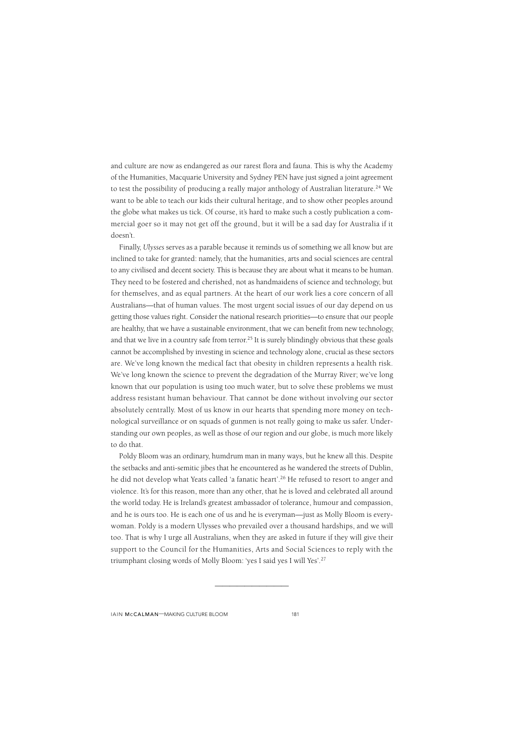and culture are now as endangered as our rarest flora and fauna. This is why the Academy of the Humanities, Macquarie University and Sydney PEN have just signed a joint agreement to test the possibility of producing a really major anthology of Australian literature.[24] We want to be able to teach our kids their cultural heritage, and to show other peoples around the globe what makes us tick. Of course, it's hard to make such a costly publication a commercial goer so it may not get off the ground, but it will be a sad day for Australia if it doesn't.

Finally, *Ulysses* serves as a parable because it reminds us of something we all know but are inclined to take for granted: namely, that the humanities, arts and social sciences are central to any civilised and decent society. This is because they are about what it means to be human. They need to be fostered and cherished, not as handmaidens of science and technology, but for themselves, and as equal partners. At the heart of our work lies a core concern of all Australians—that of human values. The most urgent social issues of our day depend on us getting those values right. Consider the national research priorities—to ensure that our people are healthy, that we have a sustainable environment, that we can benefit from new technology, and that we live in a country safe from terror.[25] It is surely blindingly obvious that these goals cannot be accomplished by investing in science and technology alone, crucial as these sectors are. We've long known the medical fact that obesity in children represents a health risk. We've long known the science to prevent the degradation of the Murray River; we've long known that our population is using too much water, but to solve these problems we must address resistant human behaviour. That cannot be done without involving our sector absolutely centrally. Most of us know in our hearts that spending more money on technological surveillance or on squads of gunmen is not really going to make us safer. Understanding our own peoples, as well as those of our region and our globe, is much more likely to do that.

Poldy Bloom was an ordinary, humdrum man in many ways, but he knew all this. Despite the setbacks and anti-semitic jibes that he encountered as he wandered the streets of Dublin, he did not develop what Yeats called 'a fanatic heart'.[26] He refused to resort to anger and violence. It's for this reason, more than any other, that he is loved and celebrated all around the world today. He is Ireland's greatest ambassador of tolerance, humour and compassion, and he is ours too. He is each one of us and he is everyman—just as Molly Bloom is everywoman. Poldy is a modern Ulysses who prevailed over a thousand hardships, and we will too. That is why I urge all Australians, when they are asked in future if they will give their support to the Council for the Humanities, Arts and Social Sciences to reply with the triumphant closing words of Molly Bloom: 'yes I said yes I will Yes'.[27]

---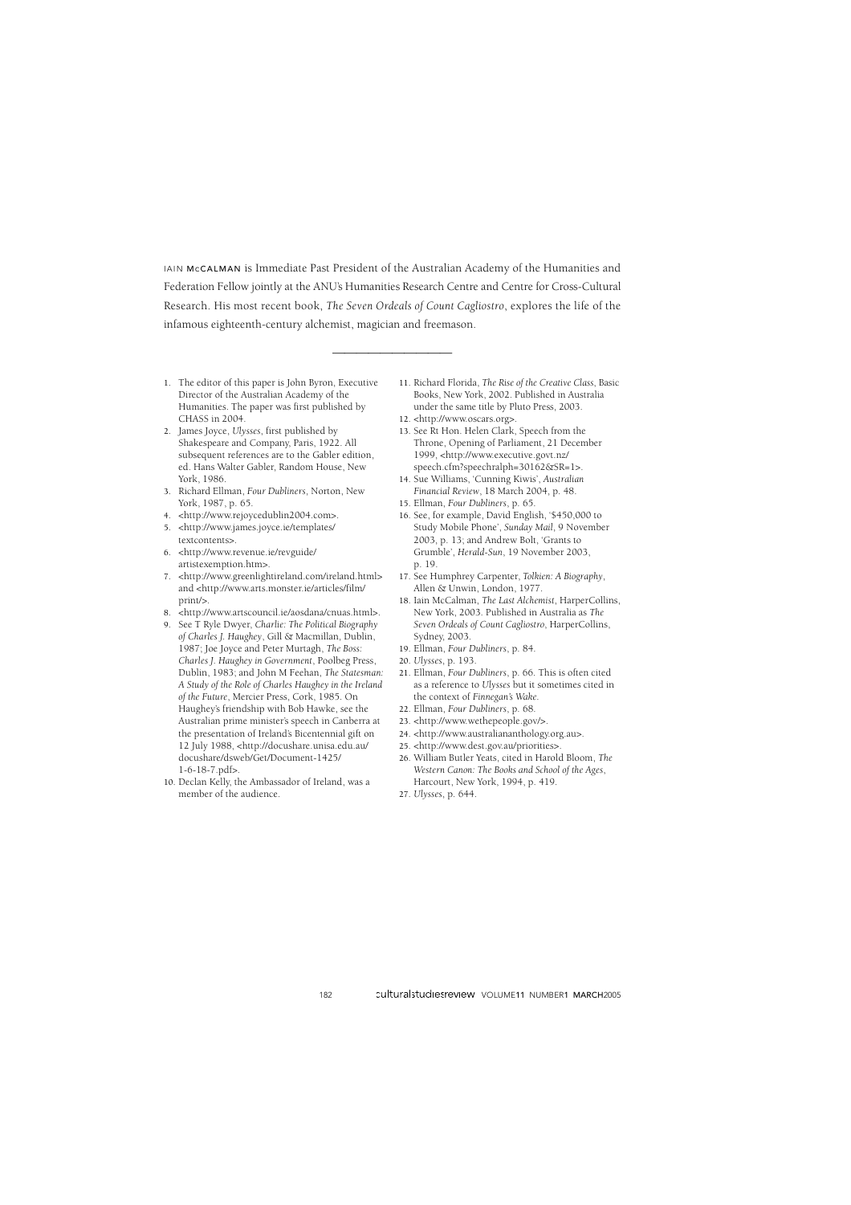IAIN McCALMAN is Immediate Past President of the Australian Academy of the Humanities and Federation Fellow jointly at the ANU's Humanities Research Centre and Centre for Cross-Cultural Research. His most recent book, *The Seven Ordeals of Count Cagliostro*, explores the life of the infamous eighteenth-century alchemist, magician and freemason.

---

1. The editor of this paper is John Byron, Executive Director of the Australian Academy of the Humanities. The paper was first published by CHASS in 2004.
2. James Joyce, *Ulysses*, first published by Shakespeare and Company, Paris, 1922. All subsequent references are to the Gabler edition, ed. Hans Walter Gabler, Random House, New York, 1986.
3. Richard Ellman, *Four Dubliners*, Norton, New York, 1987, p. 65.
4. <http://www.rejoycedublin2004.com>.
5. <http://www.james.joyce.ie/templates/textcontents>.
6. <http://www.revenue.ie/revguide/artistexemption.htm>.
7. <http://www.greenlightireland.com/ireland.html> and <http://www.arts.monster.ie/articles/film/print/>.
8. <http://www.artscouncil.ie/aosdana/cnuas.html>.
9. See T Ryle Dwyer, *Charlie: The Political Biography of Charles J. Haughey*, Gill & Macmillan, Dublin, 1987; Joe Joyce and Peter Murtagh, *The Boss: Charles J. Haughey in Government*, Poolbeg Press, Dublin, 1983; and John M Feehan, *The Statesman: A Study of the Role of Charles Haughey in the Ireland of the Future*, Mercier Press, Cork, 1985. On Haughey's friendship with Bob Hawke, see the Australian prime minister's speech in Canberra at the presentation of Ireland's Bicentennial gift on 12 July 1988, <http://docushare.unisa.edu.au/docushare/dsweb/Get/Document-1425/1-6-18-7.pdf>.
10. Declan Kelly, the Ambassador of Ireland, was a member of the audience.
11. Richard Florida, *The Rise of the Creative Class*, Basic Books, New York, 2002. Published in Australia under the same title by Pluto Press, 2003.
12. <http://www.oscars.org>.
13. See Rt Hon. Helen Clark, Speech from the Throne, Opening of Parliament, 21 December 1999, <http://www.executive.govt.nz/speech.cfm?speechralph=30162&SR=1>.
14. Sue Williams, 'Cunning Kiwis', *Australian Financial Review*, 18 March 2004, p. 48.
15. Ellman, *Four Dubliners*, p. 65.
16. See, for example, David English, '$450,000 to Study Mobile Phone', *Sunday Mail*, 9 November 2003, p. 13; and Andrew Bolt, 'Grants to Grumble', *Herald-Sun*, 19 November 2003, p. 19.
17. See Humphrey Carpenter, *Tolkien: A Biography*, Allen & Unwin, London, 1977.
18. Iain McCalman, *The Last Alchemist*, HarperCollins, New York, 2003. Published in Australia as *The Seven Ordeals of Count Cagliostro*, HarperCollins, Sydney, 2003.
19. Ellman, *Four Dubliners*, p. 84.
20. *Ulysses*, p. 193.
21. Ellman, *Four Dubliners*, p. 66. This is often cited as a reference to *Ulysses* but it sometimes cited in the context of *Finnegan's Wake*.
22. Ellman, *Four Dubliners*, p. 68.
23. <http://www.wethepeople.gov/>.
24. <http://www.australiananthology.org.au>.
25. <http://www.dest.gov.au/priorities>.
26. William Butler Yeats, cited in Harold Bloom, *The Western Canon: The Books and School of the Ages*, Harcourt, New York, 1994, p. 419.
27. *Ulysses*, p. 644.